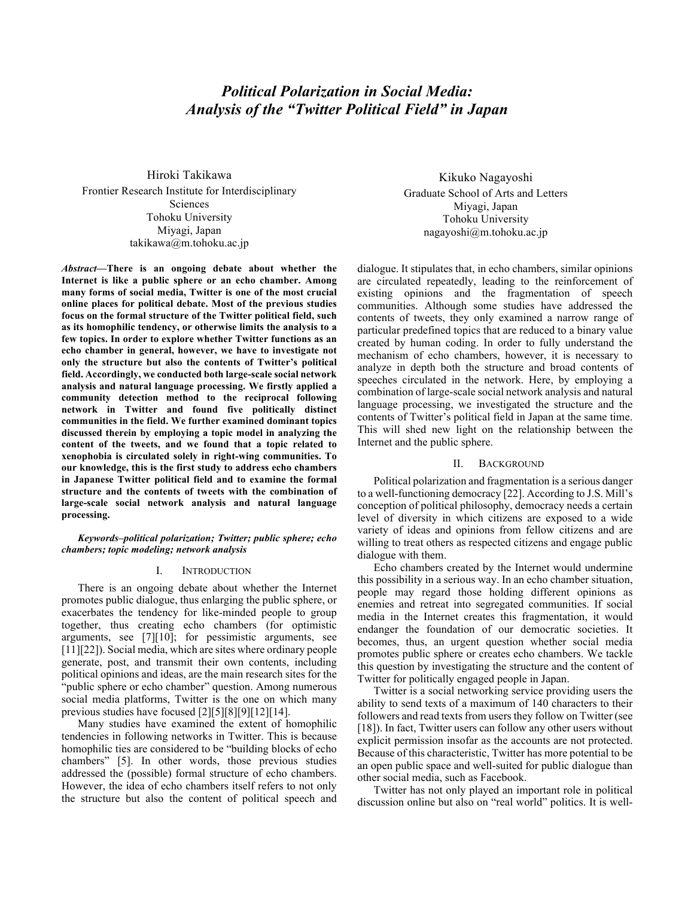# *Political Polarization in Social Media: Analysis of the "Twitter Political Field" in Japan*

Hiroki Takikawa
Frontier Research Institute for Interdisciplinary Sciences
Tohoku University
Miyagi, Japan
takikawa@m.tohoku.ac.jp

Kikuko Nagayoshi
Graduate School of Arts and Letters
Miyagi, Japan
Tohoku University
nagayoshi@m.tohoku.ac.jp

***Abstract*—There is an ongoing debate about whether the Internet is like a public sphere or an echo chamber. Among many forms of social media, Twitter is one of the most crucial online places for political debate. Most of the previous studies focus on the formal structure of the Twitter political field, such as its homophilic tendency, or otherwise limits the analysis to a few topics. In order to explore whether Twitter functions as an echo chamber in general, however, we have to investigate not only the structure but also the contents of Twitter's political field. Accordingly, we conducted both large-scale social network analysis and natural language processing. We firstly applied a community detection method to the reciprocal following network in Twitter and found five politically distinct communities in the field. We further examined dominant topics discussed therein by employing a topic model in analyzing the content of the tweets, and we found that a topic related to xenophobia is circulated solely in right-wing communities. To our knowledge, this is the first study to address echo chambers in Japanese Twitter political field and to examine the formal structure and the contents of tweets with the combination of large-scale social network analysis and natural language processing.**

***Keywords–political polarization; Twitter; public sphere; echo chambers; topic modeling; network analysis***

## I. Introduction

There is an ongoing debate about whether the Internet promotes public dialogue, thus enlarging the public sphere, or exacerbates the tendency for like-minded people to group together, thus creating echo chambers (for optimistic arguments, see [7][10]; for pessimistic arguments, see [11][22]). Social media, which are sites where ordinary people generate, post, and transmit their own contents, including political opinions and ideas, are the main research sites for the "public sphere or echo chamber" question. Among numerous social media platforms, Twitter is the one on which many previous studies have focused [2][5][8][9][12][14].

Many studies have examined the extent of homophilic tendencies in following networks in Twitter. This is because homophilic ties are considered to be "building blocks of echo chambers" [5]. In other words, those previous studies addressed the (possible) formal structure of echo chambers. However, the idea of echo chambers itself refers to not only the structure but also the content of political speech and dialogue. It stipulates that, in echo chambers, similar opinions are circulated repeatedly, leading to the reinforcement of existing opinions and the fragmentation of speech communities. Although some studies have addressed the contents of tweets, they only examined a narrow range of particular predefined topics that are reduced to a binary value created by human coding. In order to fully understand the mechanism of echo chambers, however, it is necessary to analyze in depth both the structure and broad contents of speeches circulated in the network. Here, by employing a combination of large-scale social network analysis and natural language processing, we investigated the structure and the contents of Twitter's political field in Japan at the same time. This will shed new light on the relationship between the Internet and the public sphere.

## II. Background

Political polarization and fragmentation is a serious danger to a well-functioning democracy [22]. According to J.S. Mill's conception of political philosophy, democracy needs a certain level of diversity in which citizens are exposed to a wide variety of ideas and opinions from fellow citizens and are willing to treat others as respected citizens and engage public dialogue with them.

Echo chambers created by the Internet would undermine this possibility in a serious way. In an echo chamber situation, people may regard those holding different opinions as enemies and retreat into segregated communities. If social media in the Internet creates this fragmentation, it would endanger the foundation of our democratic societies. It becomes, thus, an urgent question whether social media promotes public sphere or creates echo chambers. We tackle this question by investigating the structure and the content of Twitter for politically engaged people in Japan.

Twitter is a social networking service providing users the ability to send texts of a maximum of 140 characters to their followers and read texts from users they follow on Twitter (see [18]). In fact, Twitter users can follow any other users without explicit permission insofar as the accounts are not protected. Because of this characteristic, Twitter has more potential to be an open public space and well-suited for public dialogue than other social media, such as Facebook.

Twitter has not only played an important role in political discussion online but also on "real world" politics. It is well-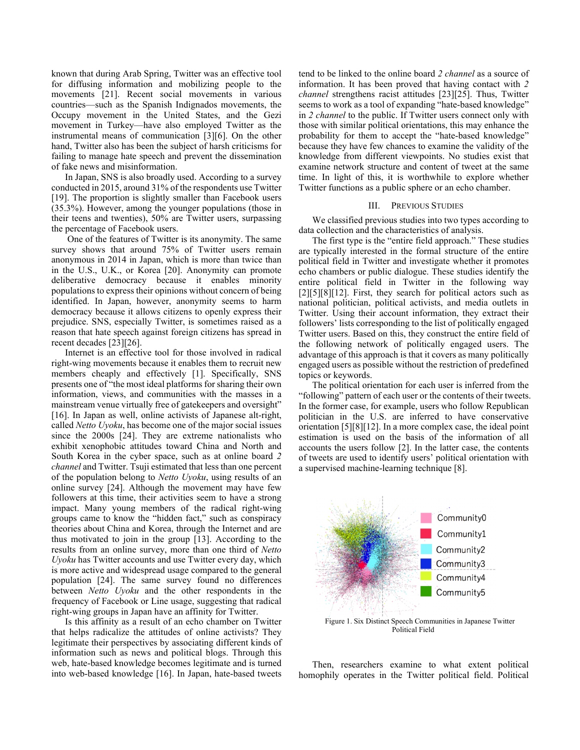known that during Arab Spring, Twitter was an effective tool for diffusing information and mobilizing people to the movements [21]. Recent social movements in various countries—such as the Spanish Indignados movements, the Occupy movement in the United States, and the Gezi movement in Turkey—have also employed Twitter as the instrumental means of communication [3][6]. On the other hand, Twitter also has been the subject of harsh criticisms for failing to manage hate speech and prevent the dissemination of fake news and misinformation.

In Japan, SNS is also broadly used. According to a survey conducted in 2015, around 31% of the respondents use Twitter [19]. The proportion is slightly smaller than Facebook users (35.3%). However, among the younger populations (those in their teens and twenties), 50% are Twitter users, surpassing the percentage of Facebook users.

One of the features of Twitter is its anonymity. The same survey shows that around 75% of Twitter users remain anonymous in 2014 in Japan, which is more than twice than in the U.S., U.K., or Korea [20]. Anonymity can promote deliberative democracy because it enables minority populations to express their opinions without concern of being identified. In Japan, however, anonymity seems to harm democracy because it allows citizens to openly express their prejudice. SNS, especially Twitter, is sometimes raised as a reason that hate speech against foreign citizens has spread in recent decades [23][26].

Internet is an effective tool for those involved in radical right-wing movements because it enables them to recruit new members cheaply and effectively [1]. Specifically, SNS presents one of "the most ideal platforms for sharing their own information, views, and communities with the masses in a mainstream venue virtually free of gatekeepers and oversight" [16]. In Japan as well, online activists of Japanese alt-right, called *Netto Uyoku*, has become one of the major social issues since the 2000s [24]. They are extreme nationalists who exhibit xenophobic attitudes toward China and North and South Korea in the cyber space, such as at online board *2 channel* and Twitter. Tsuji estimated that less than one percent of the population belong to *Netto Uyoku*, using results of an online survey [24]. Although the movement may have few followers at this time, their activities seem to have a strong impact. Many young members of the radical right-wing groups came to know the "hidden fact," such as conspiracy theories about China and Korea, through the Internet and are thus motivated to join in the group [13]. According to the results from an online survey, more than one third of *Netto Uyoku* has Twitter accounts and use Twitter every day, which is more active and widespread usage compared to the general population [24]. The same survey found no differences between *Netto Uyoku* and the other respondents in the frequency of Facebook or Line usage, suggesting that radical right-wing groups in Japan have an affinity for Twitter.

Is this affinity as a result of an echo chamber on Twitter that helps radicalize the attitudes of online activists? They legitimate their perspectives by associating different kinds of information such as news and political blogs. Through this web, hate-based knowledge becomes legitimate and is turned into web-based knowledge [16]. In Japan, hate-based tweets tend to be linked to the online board *2 channel* as a source of information. It has been proved that having contact with *2 channel* strengthens racist attitudes [23][25]. Thus, Twitter seems to work as a tool of expanding "hate-based knowledge" in *2 channel* to the public. If Twitter users connect only with those with similar political orientations, this may enhance the probability for them to accept the "hate-based knowledge" because they have few chances to examine the validity of the knowledge from different viewpoints. No studies exist that examine network structure and content of tweet at the same time. In light of this, it is worthwhile to explore whether Twitter functions as a public sphere or an echo chamber.

## III. Previous Studies

We classified previous studies into two types according to data collection and the characteristics of analysis.

The first type is the "entire field approach." These studies are typically interested in the formal structure of the entire political field in Twitter and investigate whether it promotes echo chambers or public dialogue. These studies identify the entire political field in Twitter in the following way [2][5][8][12]. First, they search for political actors such as national politician, political activists, and media outlets in Twitter. Using their account information, they extract their followers' lists corresponding to the list of politically engaged Twitter users. Based on this, they construct the entire field of the following network of politically engaged users. The advantage of this approach is that it covers as many politically engaged users as possible without the restriction of predefined topics or keywords.

The political orientation for each user is inferred from the "following" pattern of each user or the contents of their tweets. In the former case, for example, users who follow Republican politician in the U.S. are inferred to have conservative orientation [5][8][12]. In a more complex case, the ideal point estimation is used on the basis of the information of all accounts the users follow [2]. In the latter case, the contents of tweets are used to identify users' political orientation with a supervised machine-learning technique [8].

Figure 1. Six Distinct Speech Communities in Japanese Twitter Political Field

Then, researchers examine to what extent political homophily operates in the Twitter political field. Political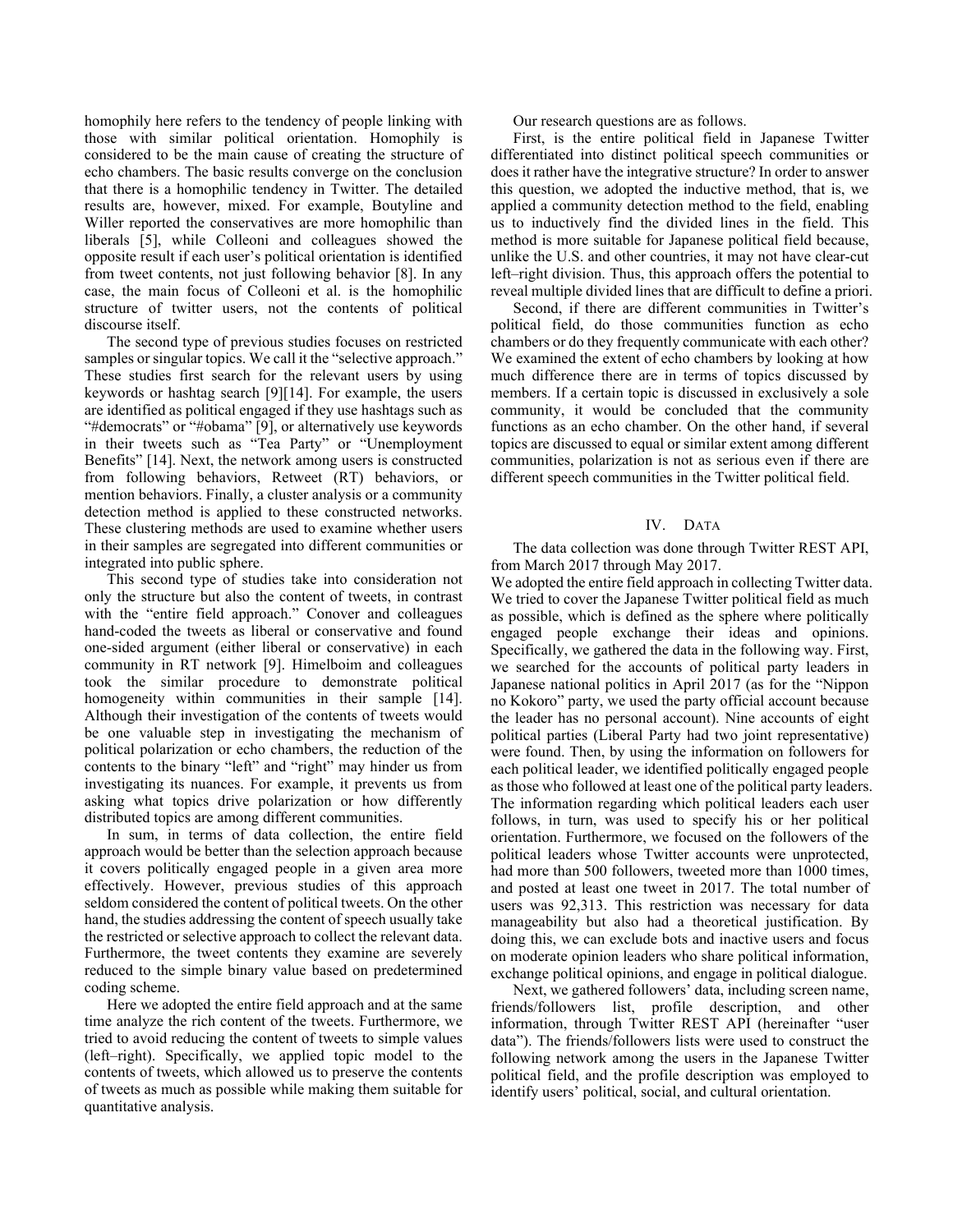homophily here refers to the tendency of people linking with those with similar political orientation. Homophily is considered to be the main cause of creating the structure of echo chambers. The basic results converge on the conclusion that there is a homophilic tendency in Twitter. The detailed results are, however, mixed. For example, Boutyline and Willer reported the conservatives are more homophilic than liberals [5], while Colleoni and colleagues showed the opposite result if each user's political orientation is identified from tweet contents, not just following behavior [8]. In any case, the main focus of Colleoni et al. is the homophilic structure of twitter users, not the contents of political discourse itself.

The second type of previous studies focuses on restricted samples or singular topics. We call it the "selective approach." These studies first search for the relevant users by using keywords or hashtag search [9][14]. For example, the users are identified as political engaged if they use hashtags such as "#democrats" or "#obama" [9], or alternatively use keywords in their tweets such as "Tea Party" or "Unemployment Benefits" [14]. Next, the network among users is constructed from following behaviors, Retweet (RT) behaviors, or mention behaviors. Finally, a cluster analysis or a community detection method is applied to these constructed networks. These clustering methods are used to examine whether users in their samples are segregated into different communities or integrated into public sphere.

This second type of studies take into consideration not only the structure but also the content of tweets, in contrast with the "entire field approach." Conover and colleagues hand-coded the tweets as liberal or conservative and found one-sided argument (either liberal or conservative) in each community in RT network [9]. Himelboim and colleagues took the similar procedure to demonstrate political homogeneity within communities in their sample [14]. Although their investigation of the contents of tweets would be one valuable step in investigating the mechanism of political polarization or echo chambers, the reduction of the contents to the binary "left" and "right" may hinder us from investigating its nuances. For example, it prevents us from asking what topics drive polarization or how differently distributed topics are among different communities.

In sum, in terms of data collection, the entire field approach would be better than the selection approach because it covers politically engaged people in a given area more effectively. However, previous studies of this approach seldom considered the content of political tweets. On the other hand, the studies addressing the content of speech usually take the restricted or selective approach to collect the relevant data. Furthermore, the tweet contents they examine are severely reduced to the simple binary value based on predetermined coding scheme.

Here we adopted the entire field approach and at the same time analyze the rich content of the tweets. Furthermore, we tried to avoid reducing the content of tweets to simple values (left–right). Specifically, we applied topic model to the contents of tweets, which allowed us to preserve the contents of tweets as much as possible while making them suitable for quantitative analysis.

Our research questions are as follows.

First, is the entire political field in Japanese Twitter differentiated into distinct political speech communities or does it rather have the integrative structure? In order to answer this question, we adopted the inductive method, that is, we applied a community detection method to the field, enabling us to inductively find the divided lines in the field. This method is more suitable for Japanese political field because, unlike the U.S. and other countries, it may not have clear-cut left–right division. Thus, this approach offers the potential to reveal multiple divided lines that are difficult to define a priori.

Second, if there are different communities in Twitter's political field, do those communities function as echo chambers or do they frequently communicate with each other? We examined the extent of echo chambers by looking at how much difference there are in terms of topics discussed by members. If a certain topic is discussed in exclusively a sole community, it would be concluded that the community functions as an echo chamber. On the other hand, if several topics are discussed to equal or similar extent among different communities, polarization is not as serious even if there are different speech communities in the Twitter political field.

## IV. DATA

The data collection was done through Twitter REST API, from March 2017 through May 2017.

We adopted the entire field approach in collecting Twitter data. We tried to cover the Japanese Twitter political field as much as possible, which is defined as the sphere where politically engaged people exchange their ideas and opinions. Specifically, we gathered the data in the following way. First, we searched for the accounts of political party leaders in Japanese national politics in April 2017 (as for the "Nippon no Kokoro" party, we used the party official account because the leader has no personal account). Nine accounts of eight political parties (Liberal Party had two joint representative) were found. Then, by using the information on followers for each political leader, we identified politically engaged people as those who followed at least one of the political party leaders. The information regarding which political leaders each user follows, in turn, was used to specify his or her political orientation. Furthermore, we focused on the followers of the political leaders whose Twitter accounts were unprotected, had more than 500 followers, tweeted more than 1000 times, and posted at least one tweet in 2017. The total number of users was 92,313. This restriction was necessary for data manageability but also had a theoretical justification. By doing this, we can exclude bots and inactive users and focus on moderate opinion leaders who share political information, exchange political opinions, and engage in political dialogue.

Next, we gathered followers' data, including screen name, friends/followers list, profile description, and other information, through Twitter REST API (hereinafter "user data"). The friends/followers lists were used to construct the following network among the users in the Japanese Twitter political field, and the profile description was employed to identify users' political, social, and cultural orientation.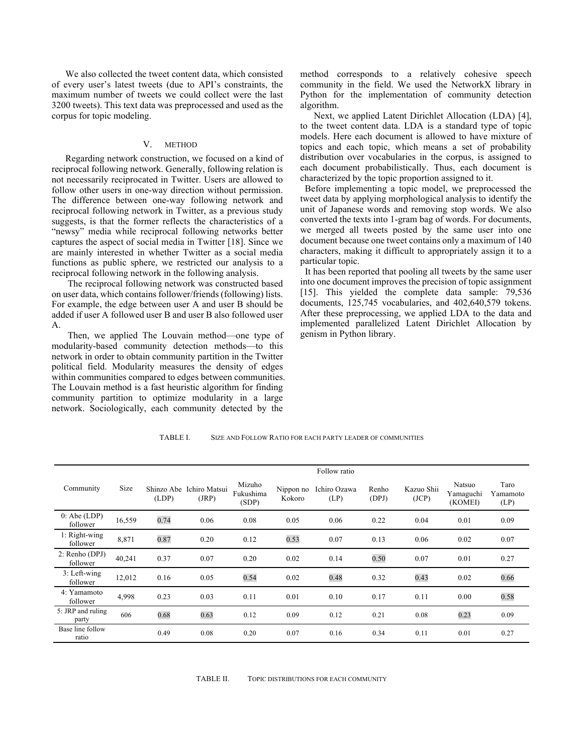We also collected the tweet content data, which consisted of every user's latest tweets (due to API's constraints, the maximum number of tweets we could collect were the last 3200 tweets). This text data was preprocessed and used as the corpus for topic modeling.

## V. METHOD

Regarding network construction, we focused on a kind of reciprocal following network. Generally, following relation is not necessarily reciprocated in Twitter. Users are allowed to follow other users in one-way direction without permission. The difference between one-way following network and reciprocal following network in Twitter, as a previous study suggests, is that the former reflects the characteristics of a "newsy" media while reciprocal following networks better captures the aspect of social media in Twitter [18]. Since we are mainly interested in whether Twitter as a social media functions as public sphere, we restricted our analysis to a reciprocal following network in the following analysis.

The reciprocal following network was constructed based on user data, which contains follower/friends (following) lists. For example, the edge between user A and user B should be added if user A followed user B and user B also followed user A.

Then, we applied The Louvain method—one type of modularity-based community detection methods—to this network in order to obtain community partition in the Twitter political field. Modularity measures the density of edges within communities compared to edges between communities. The Louvain method is a fast heuristic algorithm for finding community partition to optimize modularity in a large network. Sociologically, each community detected by the method corresponds to a relatively cohesive speech community in the field. We used the NetworkX library in Python for the implementation of community detection algorithm.

Next, we applied Latent Dirichlet Allocation (LDA) [4], to the tweet content data. LDA is a standard type of topic models. Here each document is allowed to have mixture of topics and each topic, which means a set of probability distribution over vocabularies in the corpus, is assigned to each document probabilistically. Thus, each document is characterized by the topic proportion assigned to it.

Before implementing a topic model, we preprocessed the tweet data by applying morphological analysis to identify the unit of Japanese words and removing stop words. We also converted the texts into 1-gram bag of words. For documents, we merged all tweets posted by the same user into one document because one tweet contains only a maximum of 140 characters, making it difficult to appropriately assign it to a particular topic.

It has been reported that pooling all tweets by the same user into one document improves the precision of topic assignment [15]. This yielded the complete data sample: 79,536 documents, 125,745 vocabularies, and 402,640,579 tokens. After these preprocessing, we applied LDA to the data and implemented parallelized Latent Dirichlet Allocation by genism in Python library.

TABLE I. SIZE AND FOLLOW RATIO FOR EACH PARTY LEADER OF COMMUNITIES

| Community | Size | Follow ratio | | | | | | | | |
|---|---|---|---|---|---|---|---|---|---|---|
| | | Shinzo Abe (LDP) | Ichiro Matsui (JRP) | Mizuho Fukushima (SDP) | Nippon no Kokoro | Ichiro Ozawa (LP) | Renho (DPJ) | Kazuo Shii (JCP) | Natsuo Yamaguchi (KOMEI) | Taro Yamamoto (LP) |
| 0: Abe (LDP) follower | 16,559 | 0.74 | 0.06 | 0.08 | 0.05 | 0.06 | 0.22 | 0.04 | 0.01 | 0.09 |
| 1: Right-wing follower | 8,871 | 0.87 | 0.20 | 0.12 | 0.53 | 0.07 | 0.13 | 0.06 | 0.02 | 0.07 |
| 2: Renho (DPJ) follower | 40,241 | 0.37 | 0.07 | 0.20 | 0.02 | 0.14 | 0.50 | 0.07 | 0.01 | 0.27 |
| 3: Left-wing follower | 12,012 | 0.16 | 0.05 | 0.54 | 0.02 | 0.48 | 0.32 | 0.43 | 0.02 | 0.66 |
| 4: Yamamoto follower | 4,998 | 0.23 | 0.03 | 0.11 | 0.01 | 0.10 | 0.17 | 0.11 | 0.00 | 0.58 |
| 5: JRP and ruling party | 606 | 0.68 | 0.63 | 0.12 | 0.09 | 0.12 | 0.21 | 0.08 | 0.23 | 0.09 |
| Base line follow ratio | | 0.49 | 0.08 | 0.20 | 0.07 | 0.16 | 0.34 | 0.11 | 0.01 | 0.27 |

TABLE II. TOPIC DISTRIBUTIONS FOR EACH COMMUNITY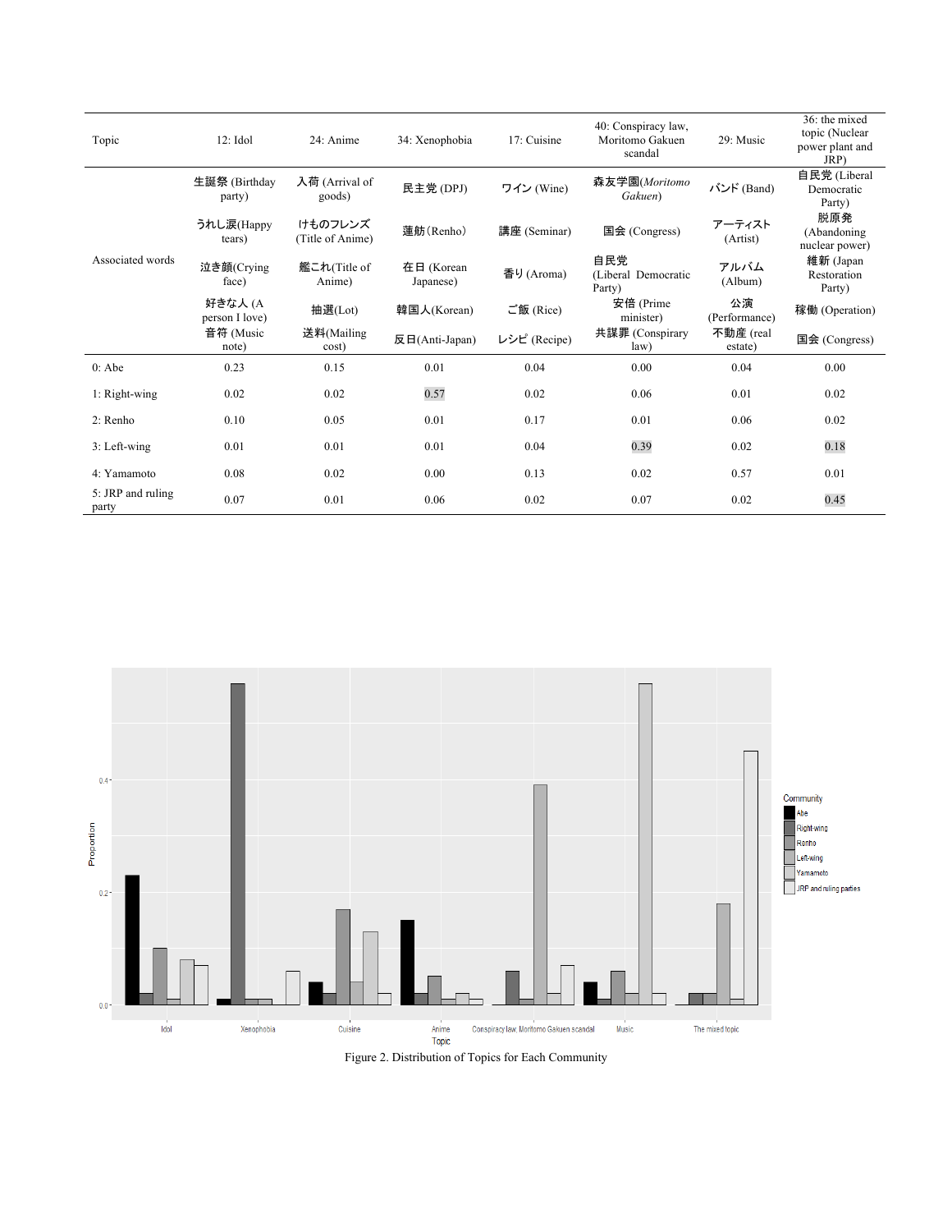| Topic | 12: Idol | 24: Anime | 34: Xenophobia | 17: Cuisine | 40: Conspiracy law, Moritomo Gakuen scandal | 29: Music | 36: the mixed topic (Nuclear power plant and JRP) |
|---|---|---|---|---|---|---|---|
| Associated words | 生誕祭 (Birthday party) | 入荷 (Arrival of goods) | 民主党 (DPJ) | ワイン (Wine) | 森友学園(*Moritomo Gakuen*) | バンド (Band) | 自民党 (Liberal Democratic Party) |
| | うれし涙(Happy tears) | けものフレンズ (Title of Anime) | 蓮舫（Renho） | 講座 (Seminar) | 国会 (Congress) | アーティスト (Artist) | 脱原発 (Abandoning nuclear power) |
| | 泣き顔(Crying face) | 艦これ(Title of Anime) | 在日 (Korean Japanese) | 香り (Aroma) | 自民党 (Liberal Democratic Party) | アルバム (Album) | 維新 (Japan Restoration Party) |
| | 好きな人 (A person I love) | 抽選(Lot) | 韓国人(Korean) | ご飯 (Rice) | 安倍 (Prime minister) | 公演 (Performance) | 稼働 (Operation) |
| | 音符 (Music note) | 送料(Mailing cost) | 反日(Anti-Japan) | レシピ (Recipe) | 共謀罪 (Conspiracy law) | 不動産 (real estate) | 国会 (Congress) |
| 0: Abe | 0.23 | 0.15 | 0.01 | 0.04 | 0.00 | 0.04 | 0.00 |
| 1: Right-wing | 0.02 | 0.02 | 0.57 | 0.02 | 0.06 | 0.01 | 0.02 |
| 2: Renho | 0.10 | 0.05 | 0.01 | 0.17 | 0.01 | 0.06 | 0.02 |
| 3: Left-wing | 0.01 | 0.01 | 0.01 | 0.04 | 0.39 | 0.02 | 0.18 |
| 4: Yamamoto | 0.08 | 0.02 | 0.00 | 0.13 | 0.02 | 0.57 | 0.01 |
| 5: JRP and ruling party | 0.07 | 0.01 | 0.06 | 0.02 | 0.07 | 0.02 | 0.45 |

Figure 2. Distribution of Topics for Each Community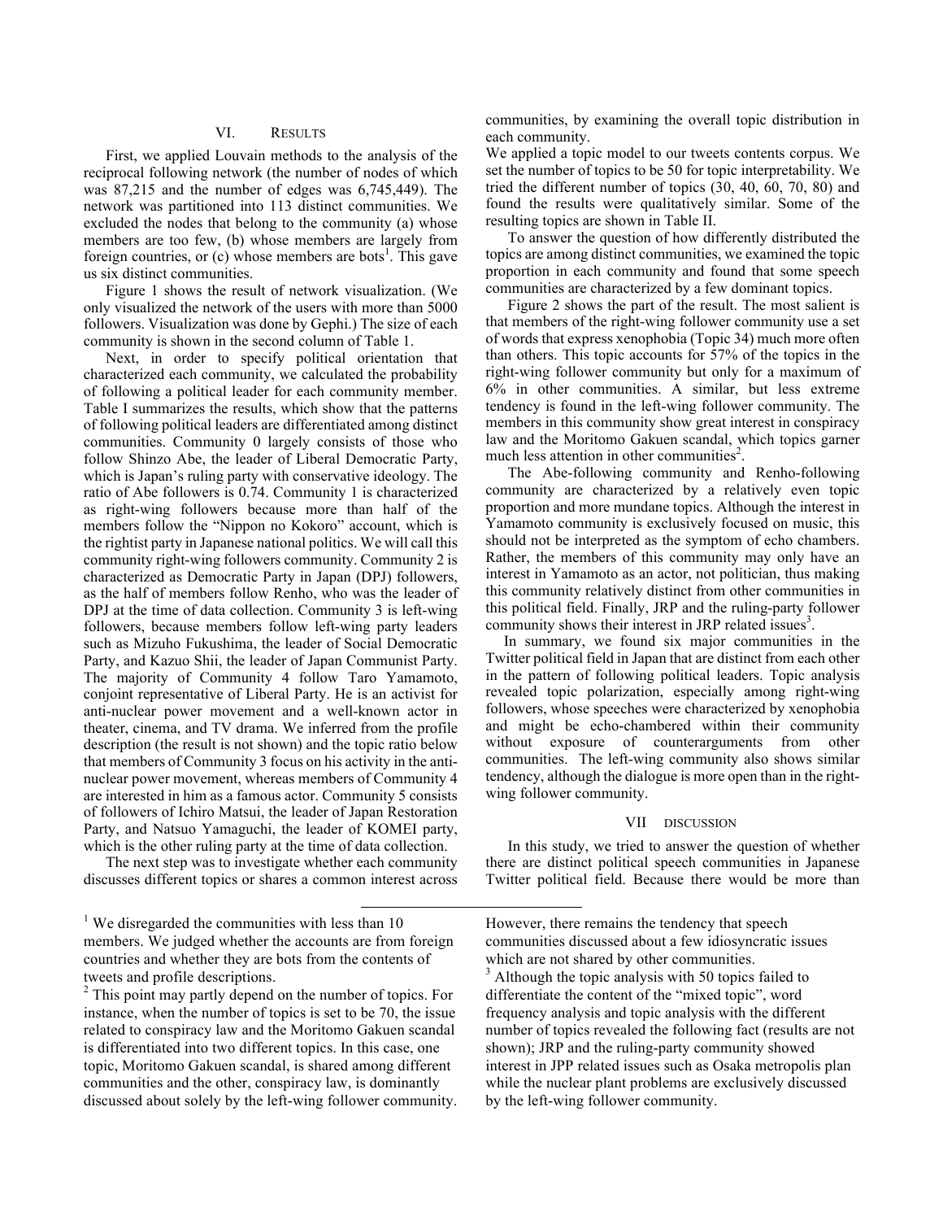## VI. RESULTS

First, we applied Louvain methods to the analysis of the reciprocal following network (the number of nodes of which was 87,215 and the number of edges was 6,745,449). The network was partitioned into 113 distinct communities. We excluded the nodes that belong to the community (a) whose members are too few, (b) whose members are largely from foreign countries, or (c) whose members are bots[1]. This gave us six distinct communities.

Figure 1 shows the result of network visualization. (We only visualized the network of the users with more than 5000 followers. Visualization was done by Gephi.) The size of each community is shown in the second column of Table 1.

Next, in order to specify political orientation that characterized each community, we calculated the probability of following a political leader for each community member. Table I summarizes the results, which show that the patterns of following political leaders are differentiated among distinct communities. Community 0 largely consists of those who follow Shinzo Abe, the leader of Liberal Democratic Party, which is Japan's ruling party with conservative ideology. The ratio of Abe followers is 0.74. Community 1 is characterized as right-wing followers because more than half of the members follow the "Nippon no Kokoro" account, which is the rightist party in Japanese national politics. We will call this community right-wing followers community. Community 2 is characterized as Democratic Party in Japan (DPJ) followers, as the half of members follow Renho, who was the leader of DPJ at the time of data collection. Community 3 is left-wing followers, because members follow left-wing party leaders such as Mizuho Fukushima, the leader of Social Democratic Party, and Kazuo Shii, the leader of Japan Communist Party. The majority of Community 4 follow Taro Yamamoto, conjoint representative of Liberal Party. He is an activist for anti-nuclear power movement and a well-known actor in theater, cinema, and TV drama. We inferred from the profile description (the result is not shown) and the topic ratio below that members of Community 3 focus on his activity in the anti-nuclear power movement, whereas members of Community 4 are interested in him as a famous actor. Community 5 consists of followers of Ichiro Matsui, the leader of Japan Restoration Party, and Natsuo Yamaguchi, the leader of KOMEI party, which is the other ruling party at the time of data collection.

The next step was to investigate whether each community discusses different topics or shares a common interest across communities, by examining the overall topic distribution in each community.

We applied a topic model to our tweets contents corpus. We set the number of topics to be 50 for topic interpretability. We tried the different number of topics (30, 40, 60, 70, 80) and found the results were qualitatively similar. Some of the resulting topics are shown in Table II.

To answer the question of how differently distributed the topics are among distinct communities, we examined the topic proportion in each community and found that some speech communities are characterized by a few dominant topics.

Figure 2 shows the part of the result. The most salient is that members of the right-wing follower community use a set of words that express xenophobia (Topic 34) much more often than others. This topic accounts for 57% of the topics in the right-wing follower community but only for a maximum of 6% in other communities. A similar, but less extreme tendency is found in the left-wing follower community. The members in this community show great interest in conspiracy law and the Moritomo Gakuen scandal, which topics garner much less attention in other communities[2].

The Abe-following community and Renho-following community are characterized by a relatively even topic proportion and more mundane topics. Although the interest in Yamamoto community is exclusively focused on music, this should not be interpreted as the symptom of echo chambers. Rather, the members of this community may only have an interest in Yamamoto as an actor, not politician, thus making this community relatively distinct from other communities in this political field. Finally, JRP and the ruling-party follower community shows their interest in JRP related issues[3].

In summary, we found six major communities in the Twitter political field in Japan that are distinct from each other in the pattern of following political leaders. Topic analysis revealed topic polarization, especially among right-wing followers, whose speeches were characterized by xenophobia and might be echo-chambered within their community without exposure of counterarguments from other communities. The left-wing community also shows similar tendency, although the dialogue is more open than in the right-wing follower community.

## VII DISCUSSION

In this study, we tried to answer the question of whether there are distinct political speech communities in Japanese Twitter political field. Because there would be more than

---

[1] We disregarded the communities with less than 10 members. We judged whether the accounts are from foreign countries and whether they are bots from the contents of tweets and profile descriptions.

[2] This point may partly depend on the number of topics. For instance, when the number of topics is set to be 70, the issue related to conspiracy law and the Moritomo Gakuen scandal is differentiated into two different topics. In this case, one topic, Moritomo Gakuen scandal, is shared among different communities and the other, conspiracy law, is dominantly discussed about solely by the left-wing follower community. However, there remains the tendency that speech communities discussed about a few idiosyncratic issues which are not shared by other communities.

[3] Although the topic analysis with 50 topics failed to differentiate the content of the "mixed topic", word frequency analysis and topic analysis with the different number of topics revealed the following fact (results are not shown); JRP and the ruling-party community showed interest in JPP related issues such as Osaka metropolis plan while the nuclear plant problems are exclusively discussed by the left-wing follower community.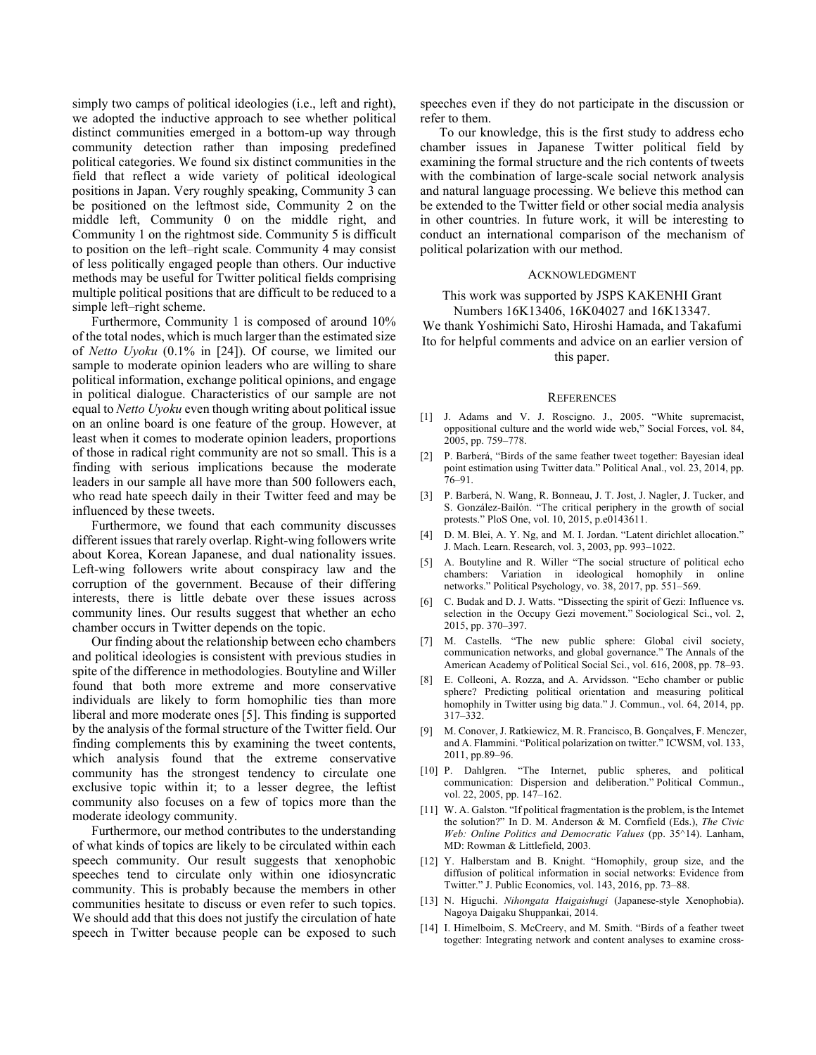simply two camps of political ideologies (i.e., left and right), we adopted the inductive approach to see whether political distinct communities emerged in a bottom-up way through community detection rather than imposing predefined political categories. We found six distinct communities in the field that reflect a wide variety of political ideological positions in Japan. Very roughly speaking, Community 3 can be positioned on the leftmost side, Community 2 on the middle left, Community 0 on the middle right, and Community 1 on the rightmost side. Community 5 is difficult to position on the left–right scale. Community 4 may consist of less politically engaged people than others. Our inductive methods may be useful for Twitter political fields comprising multiple political positions that are difficult to be reduced to a simple left–right scheme.

Furthermore, Community 1 is composed of around 10% of the total nodes, which is much larger than the estimated size of *Netto Uyoku* (0.1% in [24]). Of course, we limited our sample to moderate opinion leaders who are willing to share political information, exchange political opinions, and engage in political dialogue. Characteristics of our sample are not equal to *Netto Uyoku* even though writing about political issue on an online board is one feature of the group. However, at least when it comes to moderate opinion leaders, proportions of those in radical right community are not so small. This is a finding with serious implications because the moderate leaders in our sample all have more than 500 followers each, who read hate speech daily in their Twitter feed and may be influenced by these tweets.

Furthermore, we found that each community discusses different issues that rarely overlap. Right-wing followers write about Korea, Korean Japanese, and dual nationality issues. Left-wing followers write about conspiracy law and the corruption of the government. Because of their differing interests, there is little debate over these issues across community lines. Our results suggest that whether an echo chamber occurs in Twitter depends on the topic.

Our finding about the relationship between echo chambers and political ideologies is consistent with previous studies in spite of the difference in methodologies. Boutyline and Willer found that both more extreme and more conservative individuals are likely to form homophilic ties than more liberal and more moderate ones [5]. This finding is supported by the analysis of the formal structure of the Twitter field. Our finding complements this by examining the tweet contents, which analysis found that the extreme conservative community has the strongest tendency to circulate one exclusive topic within it; to a lesser degree, the leftist community also focuses on a few of topics more than the moderate ideology community.

Furthermore, our method contributes to the understanding of what kinds of topics are likely to be circulated within each speech community. Our result suggests that xenophobic speeches tend to circulate only within one idiosyncratic community. This is probably because the members in other communities hesitate to discuss or even refer to such topics. We should add that this does not justify the circulation of hate speech in Twitter because people can be exposed to such speeches even if they do not participate in the discussion or refer to them.

To our knowledge, this is the first study to address echo chamber issues in Japanese Twitter political field by examining the formal structure and the rich contents of tweets with the combination of large-scale social network analysis and natural language processing. We believe this method can be extended to the Twitter field or other social media analysis in other countries. In future work, it will be interesting to conduct an international comparison of the mechanism of political polarization with our method.

## Acknowledgment

This work was supported by JSPS KAKENHI Grant Numbers 16K13406, 16K04027 and 16K13347. We thank Yoshimichi Sato, Hiroshi Hamada, and Takafumi Ito for helpful comments and advice on an earlier version of this paper.

## References

[1] J. Adams and V. J. Roscigno. J., 2005. "White supremacist, oppositional culture and the world wide web," Social Forces, vol. 84, 2005, pp. 759–778.

[2] P. Barberá, "Birds of the same feather tweet together: Bayesian ideal point estimation using Twitter data." Political Anal., vol. 23, 2014, pp. 76–91.

[3] P. Barberá, N. Wang, R. Bonneau, J. T. Jost, J. Nagler, J. Tucker, and S. González-Bailón. "The critical periphery in the growth of social protests." PloS One, vol. 10, 2015, p.e0143611.

[4] D. M. Blei, A. Y. Ng, and M. I. Jordan. "Latent dirichlet allocation." J. Mach. Learn. Research, vol. 3, 2003, pp. 993–1022.

[5] A. Boutyline and R. Willer "The social structure of political echo chambers: Variation in ideological homophily in online networks." Political Psychology, vo. 38, 2017, pp. 551–569.

[6] C. Budak and D. J. Watts. "Dissecting the spirit of Gezi: Influence vs. selection in the Occupy Gezi movement." Sociological Sci., vol. 2, 2015, pp. 370–397.

[7] M. Castells. "The new public sphere: Global civil society, communication networks, and global governance." The Annals of the American Academy of Political Social Sci., vol. 616, 2008, pp. 78–93.

[8] E. Colleoni, A. Rozza, and A. Arvidsson. "Echo chamber or public sphere? Predicting political orientation and measuring political homophily in Twitter using big data." J. Commun., vol. 64, 2014, pp. 317–332.

[9] M. Conover, J. Ratkiewicz, M. R. Francisco, B. Gonçalves, F. Menczer, and A. Flammini. "Political polarization on twitter." ICWSM, vol. 133, 2011, pp.89–96.

[10] P. Dahlgren. "The Internet, public spheres, and political communication: Dispersion and deliberation." Political Commun., vol. 22, 2005, pp. 147–162.

[11] W. A. Galston. "If political fragmentation is the problem, is the Intemet the solution?" In D. M. Anderson & M. Cornfield (Eds.), *The Civic Web: Online Politics and Democratic Values* (pp. 35^14). Lanham, MD: Rowman & Littlefield, 2003.

[12] Y. Halberstam and B. Knight. "Homophily, group size, and the diffusion of political information in social networks: Evidence from Twitter." J. Public Economics, vol. 143, 2016, pp. 73–88.

[13] N. Higuchi. *Nihongata Haigaishugi* (Japanese-style Xenophobia). Nagoya Daigaku Shuppankai, 2014.

[14] I. Himelboim, S. McCreery, and M. Smith. "Birds of a feather tweet together: Integrating network and content analyses to examine cross-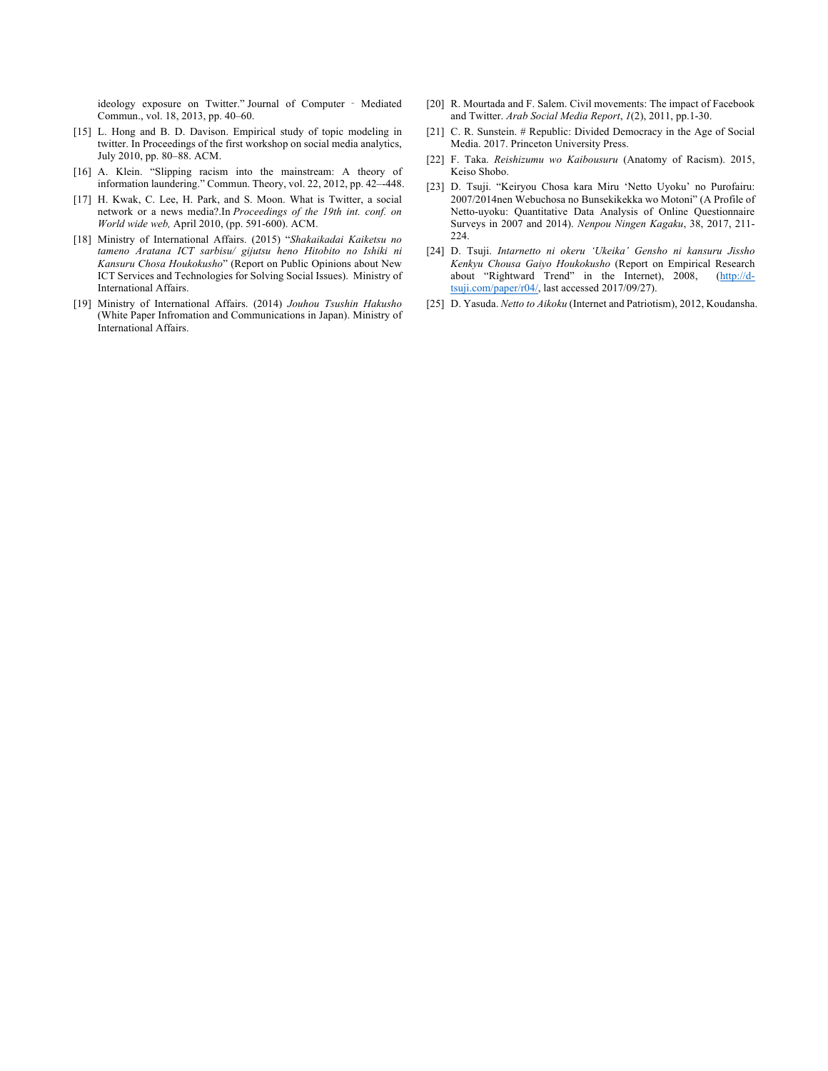ideology exposure on Twitter." Journal of Computer - Mediated Commun., vol. 18, 2013, pp. 40–60.

[15] L. Hong and B. D. Davison. Empirical study of topic modeling in twitter. In Proceedings of the first workshop on social media analytics, July 2010, pp. 80–88. ACM.

[16] A. Klein. "Slipping racism into the mainstream: A theory of information laundering." Commun. Theory, vol. 22, 2012, pp. 42–-448.

[17] H. Kwak, C. Lee, H. Park, and S. Moon. What is Twitter, a social network or a news media?.In *Proceedings of the 19th int. conf. on World wide web,* April 2010, (pp. 591-600). ACM.

[18] Ministry of International Affairs. (2015) "*Shakaikadai Kaiketsu no tameno Aratana ICT sarbisu/ gijutsu heno Hitobito no Ishiki ni Kansuru Chosa Houkokusho*" (Report on Public Opinions about New ICT Services and Technologies for Solving Social Issues). Ministry of International Affairs.

[19] Ministry of International Affairs. (2014) *Jouhou Tsushin Hakusho* (White Paper Infromation and Communications in Japan). Ministry of International Affairs.

[20] R. Mourtada and F. Salem. Civil movements: The impact of Facebook and Twitter. *Arab Social Media Report*, *1*(2), 2011, pp.1-30.

[21] C. R. Sunstein. # Republic: Divided Democracy in the Age of Social Media. 2017. Princeton University Press.

[22] F. Taka. *Reishizumu wo Kaibousuru* (Anatomy of Racism). 2015, Keiso Shobo.

[23] D. Tsuji. "Keiryou Chosa kara Miru 'Netto Uyoku' no Purofairu: 2007/2014nen Webuchosa no Bunsekikekka wo Motoni" (A Profile of Netto-uyoku: Quantitative Data Analysis of Online Questionnaire Surveys in 2007 and 2014). *Nenpou Ningen Kagaku*, 38, 2017, 211-224.

[24] D. Tsuji. *Intarnetto ni okeru 'Ukeika' Gensho ni kansuru Jissho Kenkyu Chousa Gaiyo Houkokusho* (Report on Empirical Research about "Rightward Trend" in the Internet), 2008, (http://d-tsuji.com/paper/r04/, last accessed 2017/09/27).

[25] D. Yasuda. *Netto to Aikoku* (Internet and Patriotism), 2012, Koudansha.